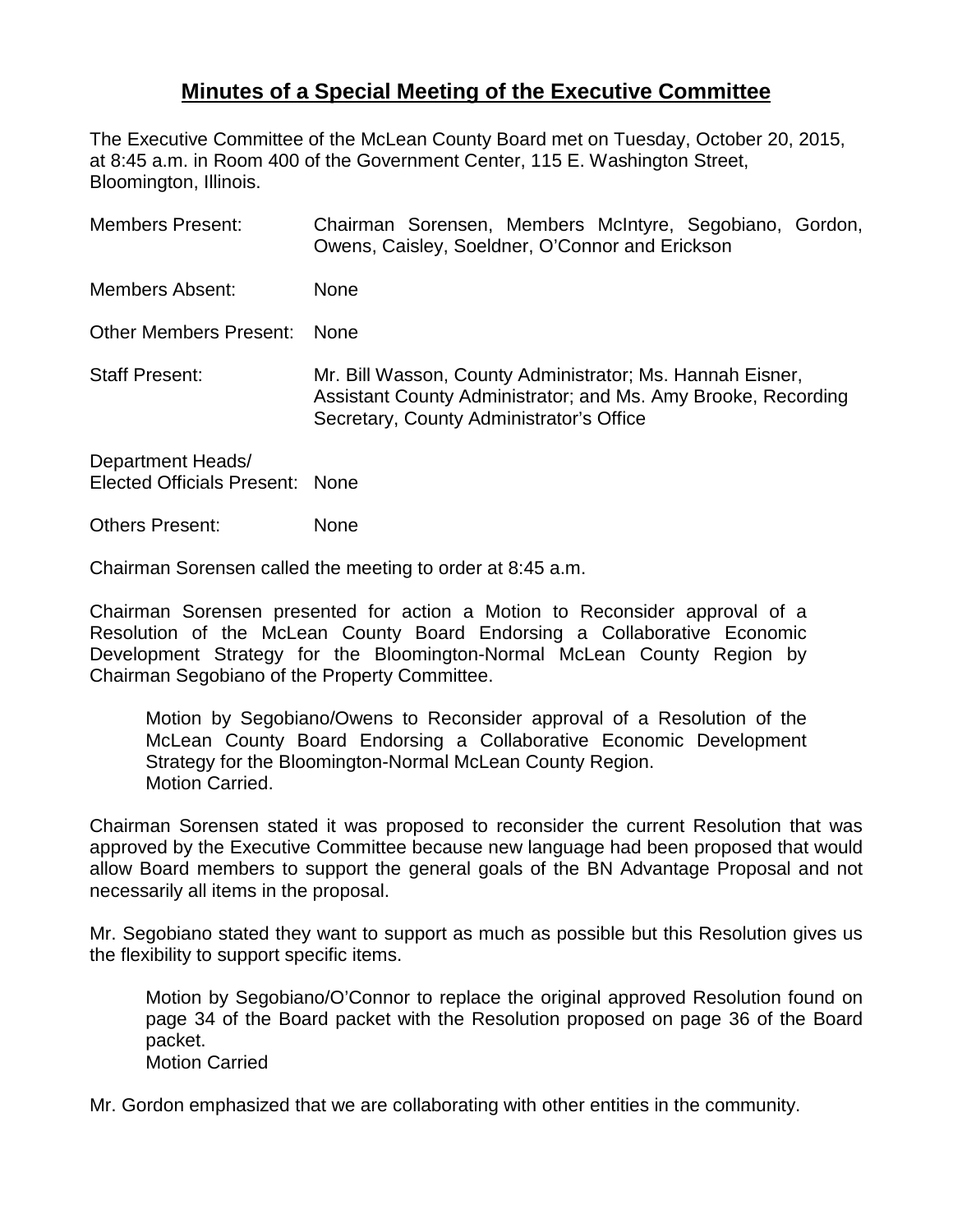# Minutes of a Special Meeting of the Executive Committee

The Executive Committee of the McLean County Board met on Tuesday, October 20, 2015, at 8:45 a.m. in Room 400 of the Government Center, 115 E. Washington Street, Bloomington, Illinois.

Members Present: Chairman Sorensen, Members McIntyre, Segobiano, Gordon, Owens, Caisley, Soeldner, O'Connor and Erickson

Members Absent: None

Other Members Present: None

Staff Present: Mr. Bill Wasson, County Administrator; Ms. Hannah Eisner, Assistant County Administrator; and Ms. Amy Brooke, Recording Secretary, County Administrator's Office

Department Heads/ Elected Officials Present: None

Others Present: None

Chairman Sorensen called the meeting to order at 8:45 a.m.

Chairman Sorensen presented for action a Motion to Reconsider approval of a Resolution of the McLean County Board Endorsing a Collaborative Economic Development Strategy for the Bloomington-Normal McLean County Region by Chairman Segobiano of the Property Committee.

> Motion by Segobiano/Owens to Reconsider approval of a Resolution of the McLean County Board Endorsing a Collaborative Economic Development Strategy for the Bloomington-Normal McLean County Region.
> Motion Carried.

Chairman Sorensen stated it was proposed to reconsider the current Resolution that was approved by the Executive Committee because new language had been proposed that would allow Board members to support the general goals of the BN Advantage Proposal and not necessarily all items in the proposal.

Mr. Segobiano stated they want to support as much as possible but this Resolution gives us the flexibility to support specific items.

> Motion by Segobiano/O'Connor to replace the original approved Resolution found on page 34 of the Board packet with the Resolution proposed on page 36 of the Board packet.
> Motion Carried

Mr. Gordon emphasized that we are collaborating with other entities in the community.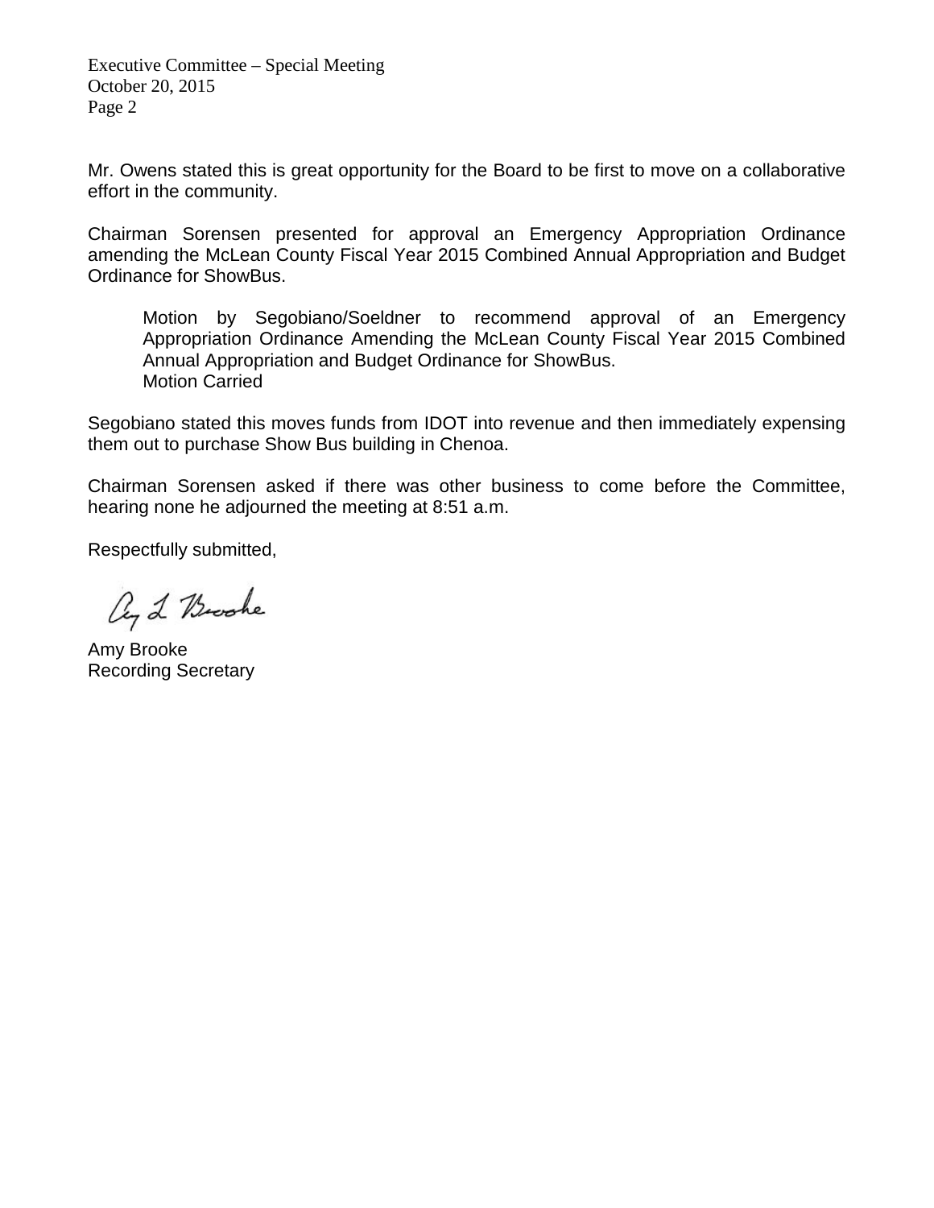Mr. Owens stated this is great opportunity for the Board to be first to move on a collaborative effort in the community.

Chairman Sorensen presented for approval an Emergency Appropriation Ordinance amending the McLean County Fiscal Year 2015 Combined Annual Appropriation and Budget Ordinance for ShowBus.

> Motion by Segobiano/Soeldner to recommend approval of an Emergency Appropriation Ordinance Amending the McLean County Fiscal Year 2015 Combined Annual Appropriation and Budget Ordinance for ShowBus.
> Motion Carried

Segobiano stated this moves funds from IDOT into revenue and then immediately expensing them out to purchase Show Bus building in Chenoa.

Chairman Sorensen asked if there was other business to come before the Committee, hearing none he adjourned the meeting at 8:51 a.m.

Respectfully submitted,

Amy Brooke
Recording Secretary